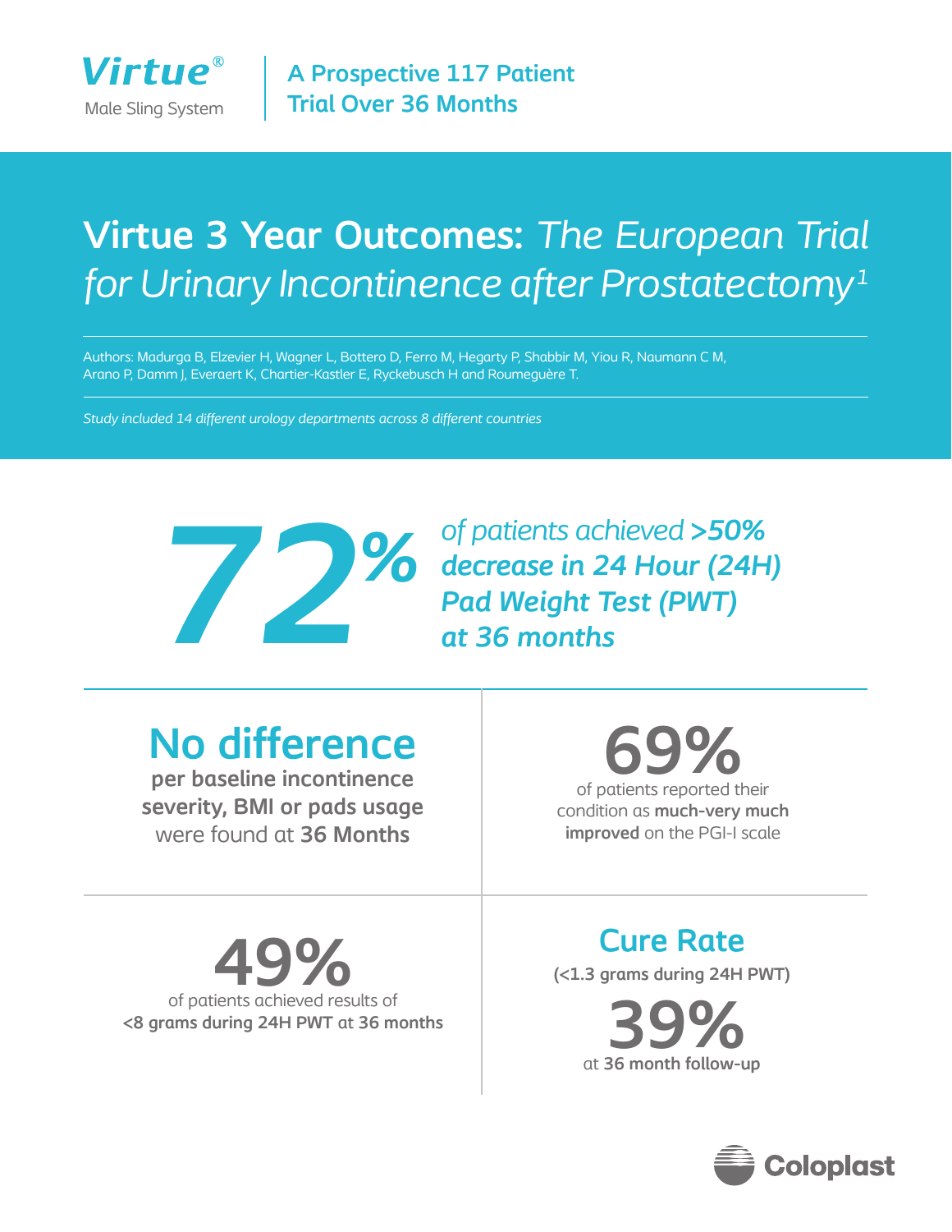**Virtue®**
Male Sling System

A Prospective 117 Patient Trial Over 36 Months

# Virtue 3 Year Outcomes: *The European Trial for Urinary Incontinence after Prostatectomy*[1]

Authors: Madurga B, Elzevier H, Wagner L, Bottero D, Ferro M, Hegarty P, Shabbir M, Yiou R, Naumann C M, Arano P, Damm J, Everaert K, Chartier-Kastler E, Ryckebusch H and Roumeguère T.

*Study included 14 different urology departments across 8 different countries*

**72%** *of patients achieved* ***>50% decrease in 24 Hour (24H) Pad Weight Test (PWT) at 36 months***

**No difference**
**per baseline incontinence severity, BMI or pads usage** were found at **36 Months**

**69%**
of patients reported their condition as **much-very much improved** on the PGI-I scale

**49%**
of patients achieved results of **<8 grams during 24H PWT at 36 months**

**Cure Rate**
**(<1.3 grams during 24H PWT)**
**39%**
at **36 month follow-up**

Coloplast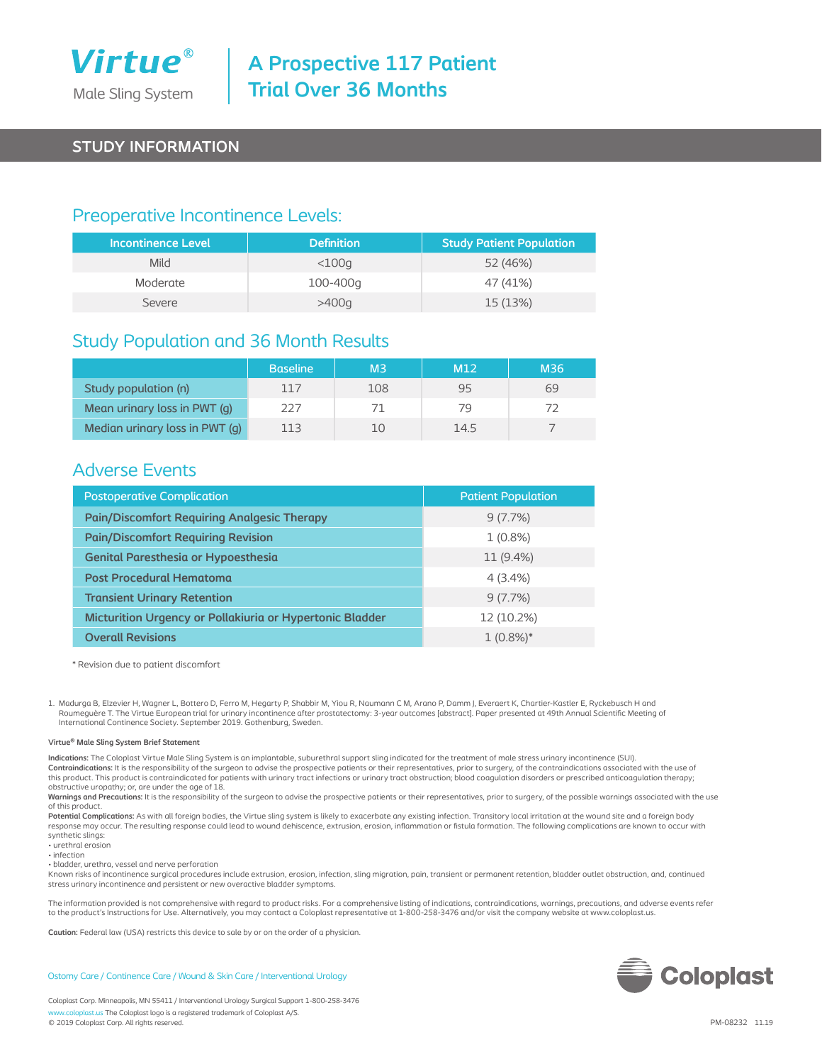# Virtue®

Male Sling System

## A Prospective 117 Patient Trial Over 36 Months

## STUDY INFORMATION

### Preoperative Incontinence Levels:

| Incontinence Level | Definition | Study Patient Population |
|---|---|---|
| Mild | <100g | 52 (46%) |
| Moderate | 100-400g | 47 (41%) |
| Severe | >400g | 15 (13%) |

### Study Population and 36 Month Results

| | Baseline | M3 | M12 | M36 |
|---|---|---|---|---|
| Study population (n) | 117 | 108 | 95 | 69 |
| Mean urinary loss in PWT (g) | 227 | 71 | 79 | 72 |
| Median urinary loss in PWT (g) | 113 | 10 | 14.5 | 7 |

### Adverse Events

| Postoperative Complication | Patient Population |
|---|---|
| **Pain/Discomfort Requiring Analgesic Therapy** | 9 (7.7%) |
| **Pain/Discomfort Requiring Revision** | 1 (0.8%) |
| **Genital Paresthesia or Hypoesthesia** | 11 (9.4%) |
| **Post Procedural Hematoma** | 4 (3.4%) |
| **Transient Urinary Retention** | 9 (7.7%) |
| **Micturition Urgency or Pollakiuria or Hypertonic Bladder** | 12 (10.2%) |
| **Overall Revisions** | 1 (0.8%)* |

* Revision due to patient discomfort

1. Madurga B, Elzevier H, Wagner L, Bottero D, Ferro M, Hegarty P, Shabbir M, Yiou R, Naumann C M, Arano P, Damm J, Everaert K, Chartier-Kastler E, Ryckebusch H and Roumeguère T. The Virtue European trial for urinary incontinence after prostatectomy: 3-year outcomes [abstract]. Paper presented at 49th Annual Scientific Meeting of International Continence Society. September 2019. Gothenburg, Sweden.

**Virtue® Male Sling System Brief Statement**

**Indications:** The Coloplast Virtue Male Sling System is an implantable, suburethral support sling indicated for the treatment of male stress urinary incontinence (SUI).
**Contraindications:** It is the responsibility of the surgeon to advise the prospective patients or their representatives, prior to surgery, of the contraindications associated with the use of this product. This product is contraindicated for patients with urinary tract infections or urinary tract obstruction; blood coagulation disorders or prescribed anticoagulation therapy; obstructive uropathy; or, are under the age of 18.
**Warnings and Precautions:** It is the responsibility of the surgeon to advise the prospective patients or their representatives, prior to surgery, of the possible warnings associated with the use of this product.
**Potential Complications:** As with all foreign bodies, the Virtue sling system is likely to exacerbate any existing infection. Transitory local irritation at the wound site and a foreign body response may occur. The resulting response could lead to wound dehiscence, extrusion, erosion, inflammation or fistula formation. The following complications are known to occur with synthetic slings:

- urethral erosion
- infection
- bladder, urethra, vessel and nerve perforation

Known risks of incontinence surgical procedures include extrusion, erosion, infection, sling migration, pain, transient or permanent retention, bladder outlet obstruction, and, continued stress urinary incontinence and persistent or new overactive bladder symptoms.

The information provided is not comprehensive with regard to product risks. For a comprehensive listing of indications, contraindications, warnings, precautions, and adverse events refer to the product's Instructions for Use. Alternatively, you may contact a Coloplast representative at 1-800-258-3476 and/or visit the company website at www.coloplast.us.

**Caution:** Federal law (USA) restricts this device to sale by or on the order of a physician.

Ostomy Care / Continence Care / Wound & Skin Care / Interventional Urology

Coloplast

Coloplast Corp. Minneapolis, MN 55411 / Interventional Urology Surgical Support 1-800-258-3476
www.coloplast.us The Coloplast logo is a registered trademark of Coloplast A/S.
© 2019 Coloplast Corp. All rights reserved.

PM-08232 11.19